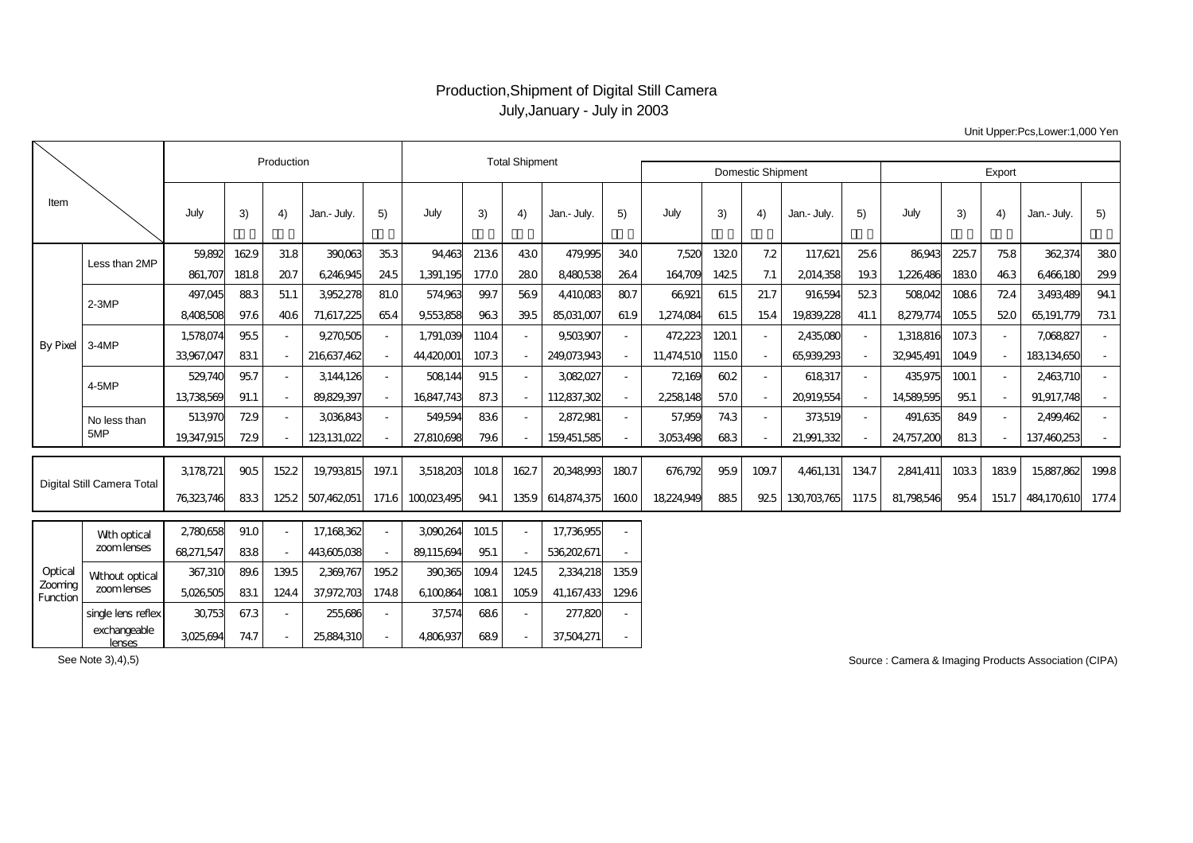# Production,Shipment of Digital Still Camera

## July,January - July in 2003

Unit Upper:Pcs,Lower:1,000 Yen

| Item | | Production | | | | | Total Shipment | | | | | Domestic Shipment | | | | | Export | | | | |
|---|---|---|---|---|---|---|---|---|---|---|---|---|---|---|---|---|---|---|---|---|---|
| | | July | 3) | 4) | Jan.- July. | 5) | July | 3) | 4) | Jan.- July. | 5) | July | 3) | 4) | Jan.- July. | 5) | July | 3) | 4) | Jan.- July. | 5) |
| By Pixel | Less than 2MP | 59,892 | 162.9 | 31.8 | 390,063 | 35.3 | 94,463 | 213.6 | 43.0 | 479,995 | 34.0 | 7,520 | 132.0 | 7.2 | 117,621 | 25.6 | 86,943 | 225.7 | 75.8 | 362,374 | 38.0 |
| | | 861,707 | 181.8 | 20.7 | 6,246,945 | 24.5 | 1,391,195 | 177.0 | 28.0 | 8,480,538 | 26.4 | 164,709 | 142.5 | 7.1 | 2,014,358 | 19.3 | 1,226,486 | 183.0 | 46.3 | 6,466,180 | 29.9 |
| | 2-3MP | 497,045 | 88.3 | 51.1 | 3,952,278 | 81.0 | 574,963 | 99.7 | 56.9 | 4,410,083 | 80.7 | 66,921 | 61.5 | 21.7 | 916,594 | 52.3 | 508,042 | 108.6 | 72.4 | 3,493,489 | 94.1 |
| | | 8,408,508 | 97.6 | 40.6 | 71,617,225 | 65.4 | 9,553,858 | 96.3 | 39.5 | 85,031,007 | 61.9 | 1,274,084 | 61.5 | 15.4 | 19,839,228 | 41.1 | 8,279,774 | 105.5 | 52.0 | 65,191,779 | 73.1 |
| | 3-4MP | 1,578,074 | 95.5 | - | 9,270,505 | - | 1,791,039 | 110.4 | - | 9,503,907 | - | 472,223 | 120.1 | - | 2,435,080 | - | 1,318,816 | 107.3 | - | 7,068,827 | - |
| | | 33,967,047 | 83.1 | - | 216,637,462 | - | 44,420,001 | 107.3 | - | 249,073,943 | - | 11,474,510 | 115.0 | - | 65,939,293 | - | 32,945,491 | 104.9 | - | 183,134,650 | - |
| | 4-5MP | 529,740 | 95.7 | - | 3,144,126 | - | 508,144 | 91.5 | - | 3,082,027 | - | 72,169 | 60.2 | - | 618,317 | - | 435,975 | 100.1 | - | 2,463,710 | - |
| | | 13,738,569 | 91.1 | - | 89,829,397 | - | 16,847,743 | 87.3 | - | 112,837,302 | - | 2,258,148 | 57.0 | - | 20,919,554 | - | 14,589,595 | 95.1 | - | 91,917,748 | - |
| | No less than 5MP | 513,970 | 72.9 | - | 3,036,843 | - | 549,594 | 83.6 | - | 2,872,981 | - | 57,959 | 74.3 | - | 373,519 | - | 491,635 | 84.9 | - | 2,499,462 | - |
| | | 19,347,915 | 72.9 | - | 123,131,022 | - | 27,810,698 | 79.6 | - | 159,451,585 | - | 3,053,498 | 68.3 | - | 21,991,332 | - | 24,757,200 | 81.3 | - | 137,460,253 | - |
| Digital Still Camera Total | | 3,178,721 | 90.5 | 152.2 | 19,793,815 | 197.1 | 3,518,203 | 101.8 | 162.7 | 20,348,993 | 180.7 | 676,792 | 95.9 | 109.7 | 4,461,131 | 134.7 | 2,841,411 | 103.3 | 183.9 | 15,887,862 | 199.8 |
| | | 76,323,746 | 83.3 | 125.2 | 507,462,051 | 171.6 | 100,023,495 | 94.1 | 135.9 | 614,874,375 | 160.0 | 18,224,949 | 88.5 | 92.5 | 130,703,765 | 117.5 | 81,798,546 | 95.4 | 151.7 | 484,170,610 | 177.4 |
| Optical Zooming Function | With optical zoom lenses | 2,780,658 | 91.0 | - | 17,168,362 | - | 3,090,264 | 101.5 | - | 17,736,955 | - | | | | | | | | | | |
| | | 68,271,547 | 83.8 | - | 443,605,038 | - | 89,115,694 | 95.1 | - | 536,202,671 | - | | | | | | | | | | |
| | Without optical zoom lenses | 367,310 | 89.6 | 139.5 | 2,369,767 | 195.2 | 390,365 | 109.4 | 124.5 | 2,334,218 | 135.9 | | | | | | | | | | |
| | | 5,026,505 | 83.1 | 124.4 | 37,972,703 | 174.8 | 6,100,864 | 108.1 | 105.9 | 41,167,433 | 129.6 | | | | | | | | | | |
| | single lens reflex exchangeable lenses | 30,753 | 67.3 | - | 255,686 | - | 37,574 | 68.6 | - | 277,820 | - | | | | | | | | | | |
| | | 3,025,694 | 74.7 | - | 25,884,310 | - | 4,806,937 | 68.9 | - | 37,504,271 | - | | | | | | | | | | |

See Note 3),4),5)

Source : Camera & Imaging Products Association (CIPA)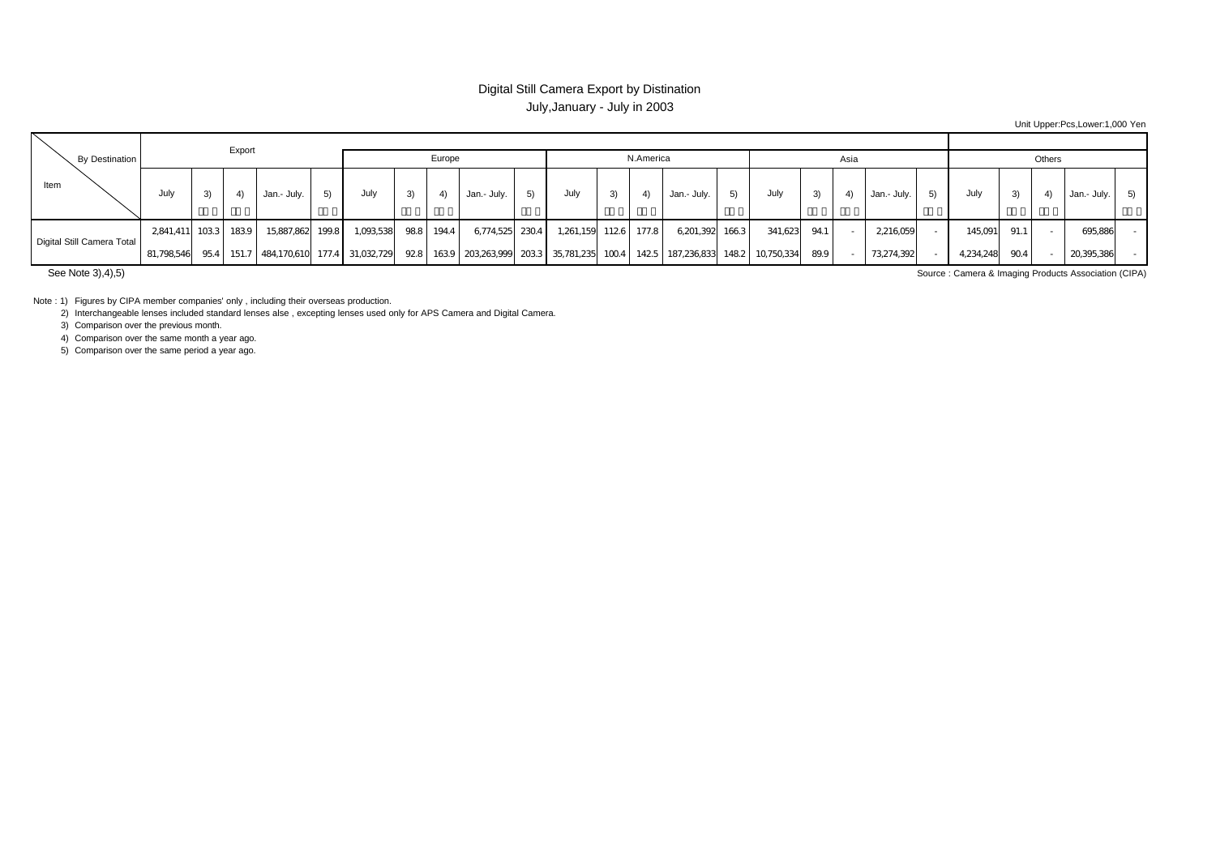# Digital Still Camera Export by Distination

July,January - July in 2003

Unit Upper:Pcs,Lower:1,000 Yen

| By Destination / Item | Export | | | | | Europe | | | | | N.America | | | | | Asia | | | | | Others | | | | |
|---|---|---|---|---|---|---|---|---|---|---|---|---|---|---|---|---|---|---|---|---|---|---|---|---|---|
| | July | 3) | 4) | Jan.- July. | 5) | July | 3) | 4) | Jan.- July. | 5) | July | 3) | 4) | Jan.- July. | 5) | July | 3) | 4) | Jan.- July. | 5) | July | 3) | 4) | Jan.- July. | 5) |
| Digital Still Camera Total | 2,841,411 | 103.3 | 183.9 | 15,887,862 | 199.8 | 1,093,538 | 98.8 | 194.4 | 6,774,525 | 230.4 | 1,261,159 | 112.6 | 177.8 | 6,201,392 | 166.3 | 341,623 | 94.1 | - | 2,216,059 | - | 145,091 | 91.1 | - | 695,886 | - |
| | 81,798,546 | 95.4 | 151.7 | 484,170,610 | 177.4 | 31,032,729 | 92.8 | 163.9 | 203,263,999 | 203.3 | 35,781,235 | 100.4 | 142.5 | 187,236,833 | 148.2 | 10,750,334 | 89.9 | - | 73,274,392 | - | 4,234,248 | 90.4 | - | 20,395,386 | - |

See Note 3),4),5)

Source : Camera & Imaging Products Association (CIPA)

Note : 1) Figures by CIPA member companies' only , including their overseas production.

2) Interchangeable lenses included standard lenses alse , excepting lenses used only for APS Camera and Digital Camera.

3) Comparison over the previous month.

4) Comparison over the same month a year ago.

5) Comparison over the same period a year ago.